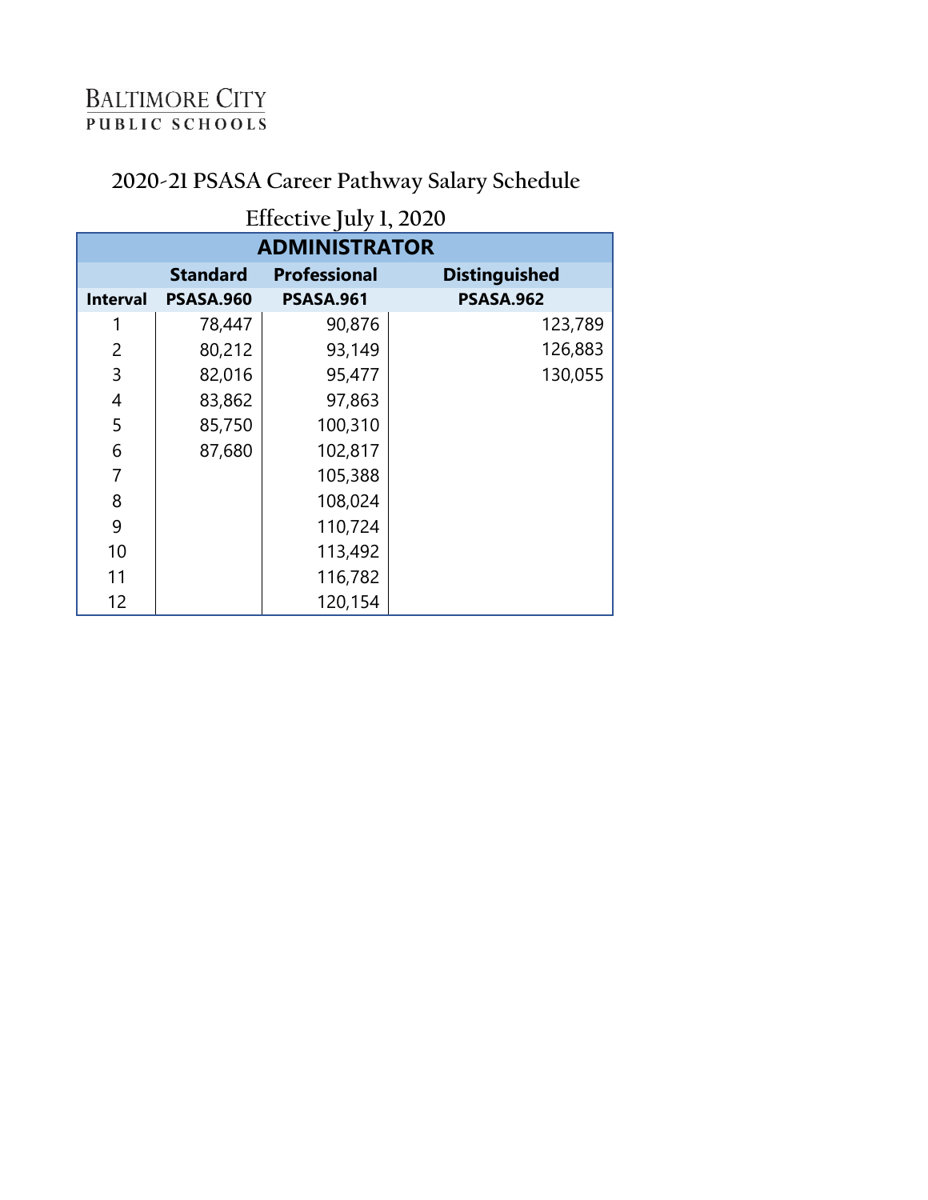BALTIMORE CITY
PUBLIC SCHOOLS

## 2020-21 PSASA Career Pathway Salary Schedule

### Effective July 1, 2020

| ADMINISTRATOR | | | |
|---|---|---|---|
| | Standard | Professional | Distinguished |
| Interval | PSASA.960 | PSASA.961 | PSASA.962 |
| 1 | 78,447 | 90,876 | 123,789 |
| 2 | 80,212 | 93,149 | 126,883 |
| 3 | 82,016 | 95,477 | 130,055 |
| 4 | 83,862 | 97,863 | |
| 5 | 85,750 | 100,310 | |
| 6 | 87,680 | 102,817 | |
| 7 | | 105,388 | |
| 8 | | 108,024 | |
| 9 | | 110,724 | |
| 10 | | 113,492 | |
| 11 | | 116,782 | |
| 12 | | 120,154 | |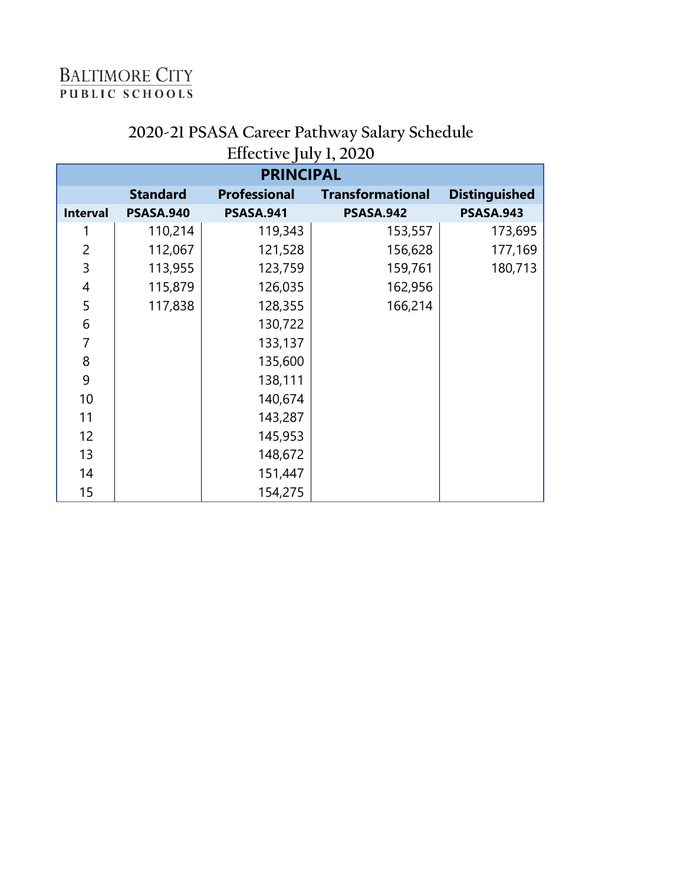Baltimore City Public Schools

## 2020-21 PSASA Career Pathway Salary Schedule
## Effective July 1, 2020

| PRINCIPAL | | | | |
|---|---|---|---|---|
| | **Standard** | **Professional** | **Transformational** | **Distinguished** |
| **Interval** | **PSASA.940** | **PSASA.941** | **PSASA.942** | **PSASA.943** |
| 1 | 110,214 | 119,343 | 153,557 | 173,695 |
| 2 | 112,067 | 121,528 | 156,628 | 177,169 |
| 3 | 113,955 | 123,759 | 159,761 | 180,713 |
| 4 | 115,879 | 126,035 | 162,956 | |
| 5 | 117,838 | 128,355 | 166,214 | |
| 6 | | 130,722 | | |
| 7 | | 133,137 | | |
| 8 | | 135,600 | | |
| 9 | | 138,111 | | |
| 10 | | 140,674 | | |
| 11 | | 143,287 | | |
| 12 | | 145,953 | | |
| 13 | | 148,672 | | |
| 14 | | 151,447 | | |
| 15 | | 154,275 | | |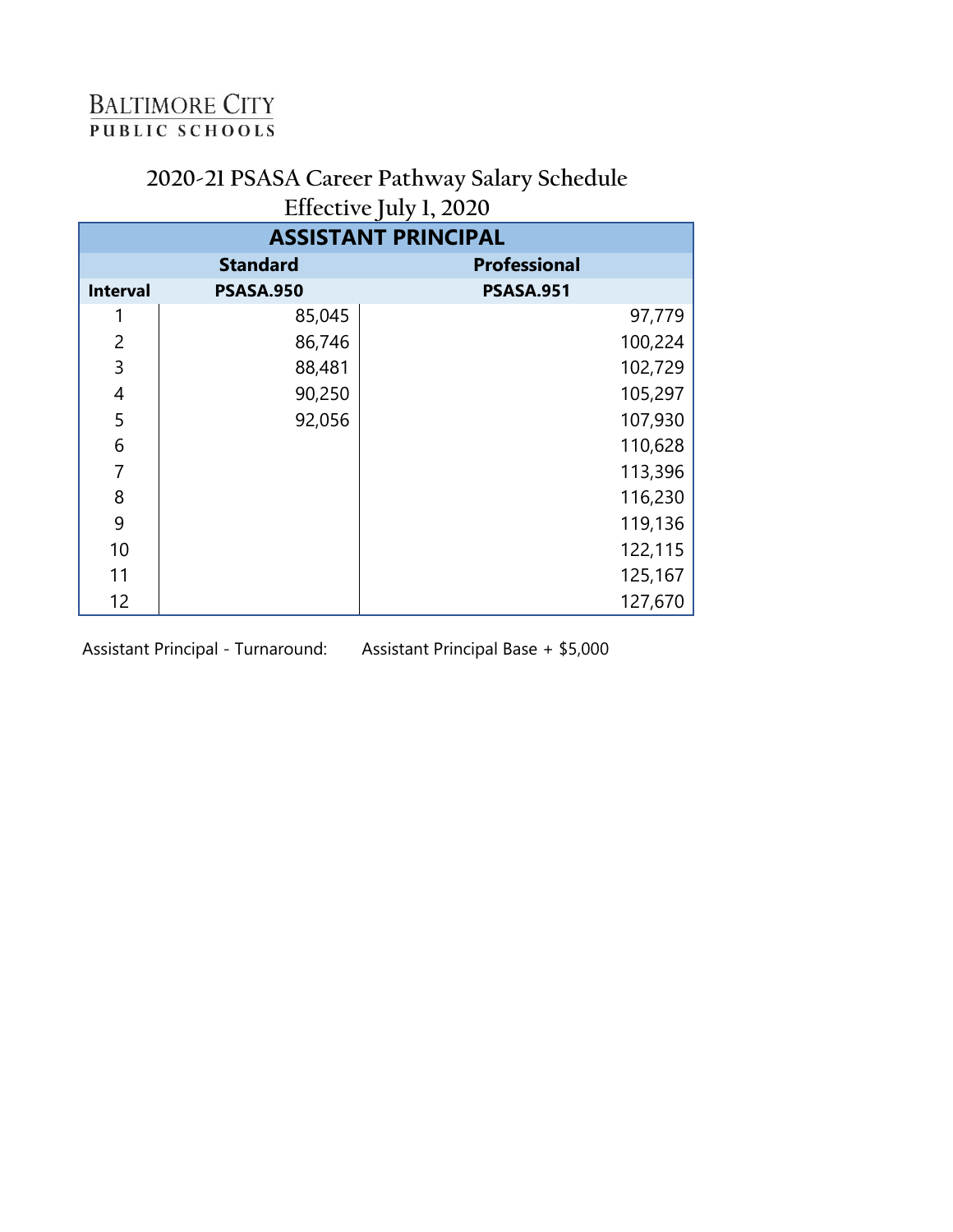Baltimore City
PUBLIC SCHOOLS

# 2020-21 PSASA Career Pathway Salary Schedule
## Effective July 1, 2020

| ASSISTANT PRINCIPAL | | |
|---|---|---|
| | **Standard** | **Professional** |
| **Interval** | **PSASA.950** | **PSASA.951** |
| 1 | 85,045 | 97,779 |
| 2 | 86,746 | 100,224 |
| 3 | 88,481 | 102,729 |
| 4 | 90,250 | 105,297 |
| 5 | 92,056 | 107,930 |
| 6 | | 110,628 |
| 7 | | 113,396 |
| 8 | | 116,230 |
| 9 | | 119,136 |
| 10 | | 122,115 |
| 11 | | 125,167 |
| 12 | | 127,670 |

Assistant Principal - Turnaround: Assistant Principal Base + $5,000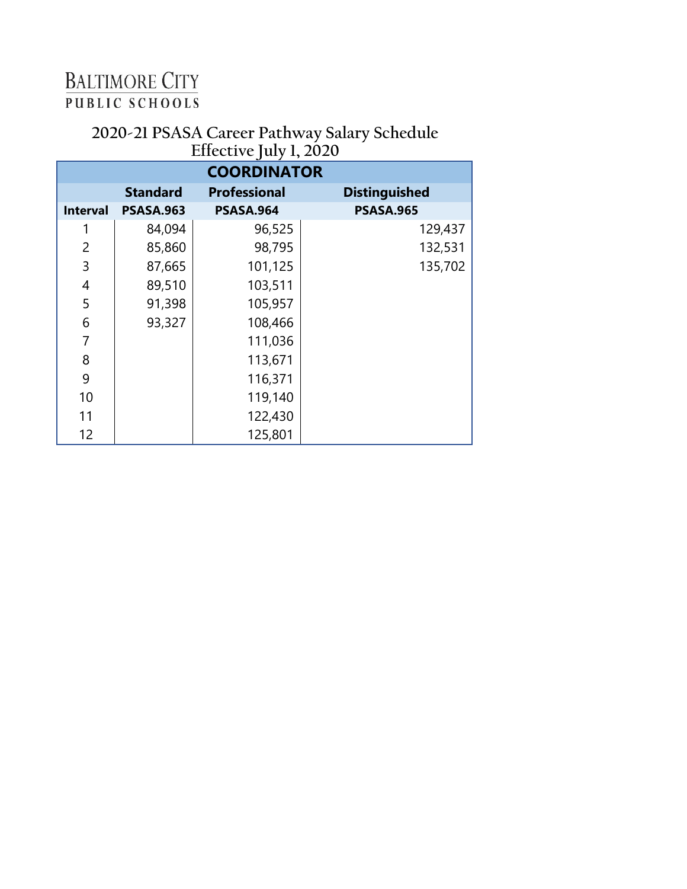BALTIMORE CITY
PUBLIC SCHOOLS

## 2020-21 PSASA Career Pathway Salary Schedule
## Effective July 1, 2020

| COORDINATOR | | | |
|---|---|---|---|
| | **Standard** | **Professional** | **Distinguished** |
| **Interval** | **PSASA.963** | **PSASA.964** | **PSASA.965** |
| 1 | 84,094 | 96,525 | 129,437 |
| 2 | 85,860 | 98,795 | 132,531 |
| 3 | 87,665 | 101,125 | 135,702 |
| 4 | 89,510 | 103,511 | |
| 5 | 91,398 | 105,957 | |
| 6 | 93,327 | 108,466 | |
| 7 | | 111,036 | |
| 8 | | 113,671 | |
| 9 | | 116,371 | |
| 10 | | 119,140 | |
| 11 | | 122,430 | |
| 12 | | 125,801 | |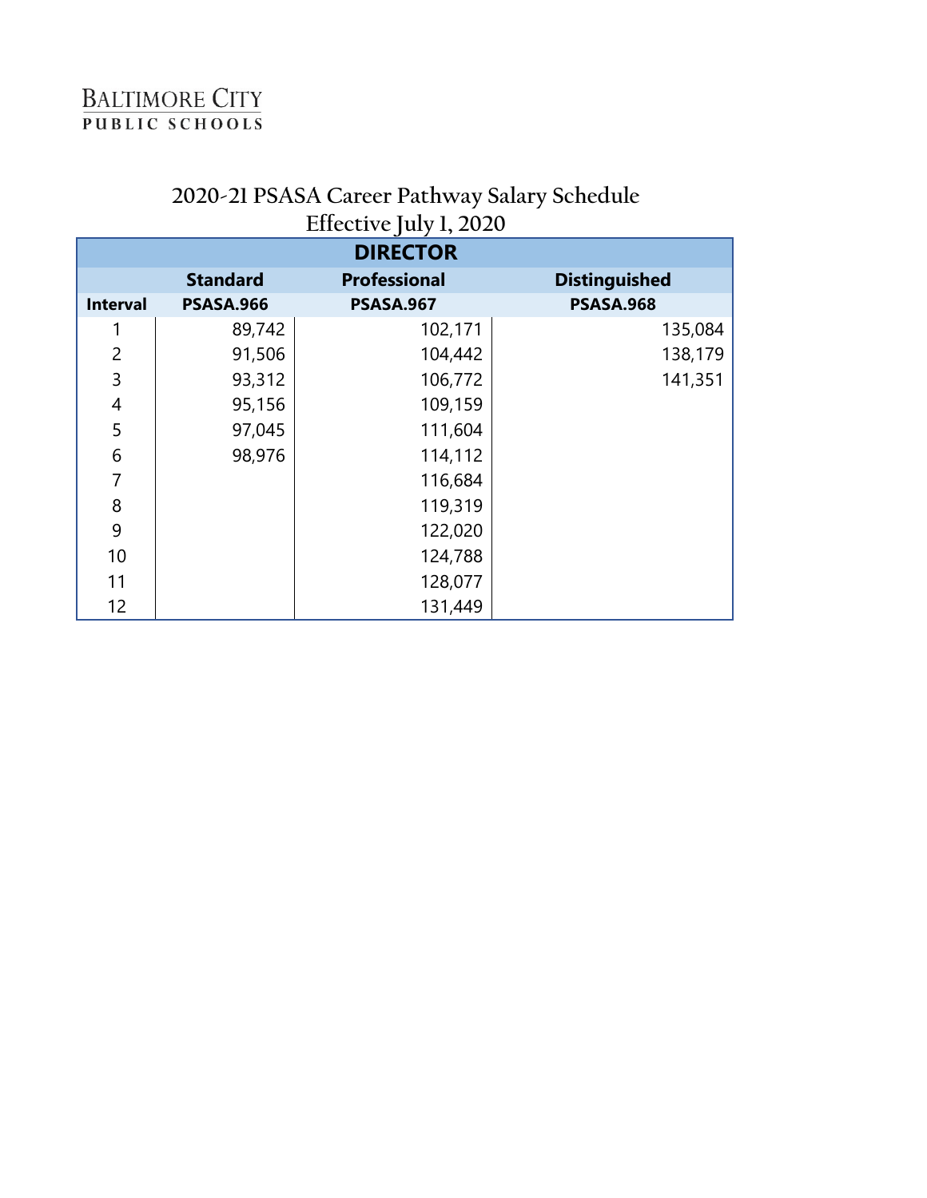BALTIMORE CITY
PUBLIC SCHOOLS

## 2020-21 PSASA Career Pathway Salary Schedule
## Effective July 1, 2020

| DIRECTOR | | | |
|---|---|---|---|
| | **Standard** | **Professional** | **Distinguished** |
| **Interval** | **PSASA.966** | **PSASA.967** | **PSASA.968** |
| 1 | 89,742 | 102,171 | 135,084 |
| 2 | 91,506 | 104,442 | 138,179 |
| 3 | 93,312 | 106,772 | 141,351 |
| 4 | 95,156 | 109,159 | |
| 5 | 97,045 | 111,604 | |
| 6 | 98,976 | 114,112 | |
| 7 | | 116,684 | |
| 8 | | 119,319 | |
| 9 | | 122,020 | |
| 10 | | 124,788 | |
| 11 | | 128,077 | |
| 12 | | 131,449 | |